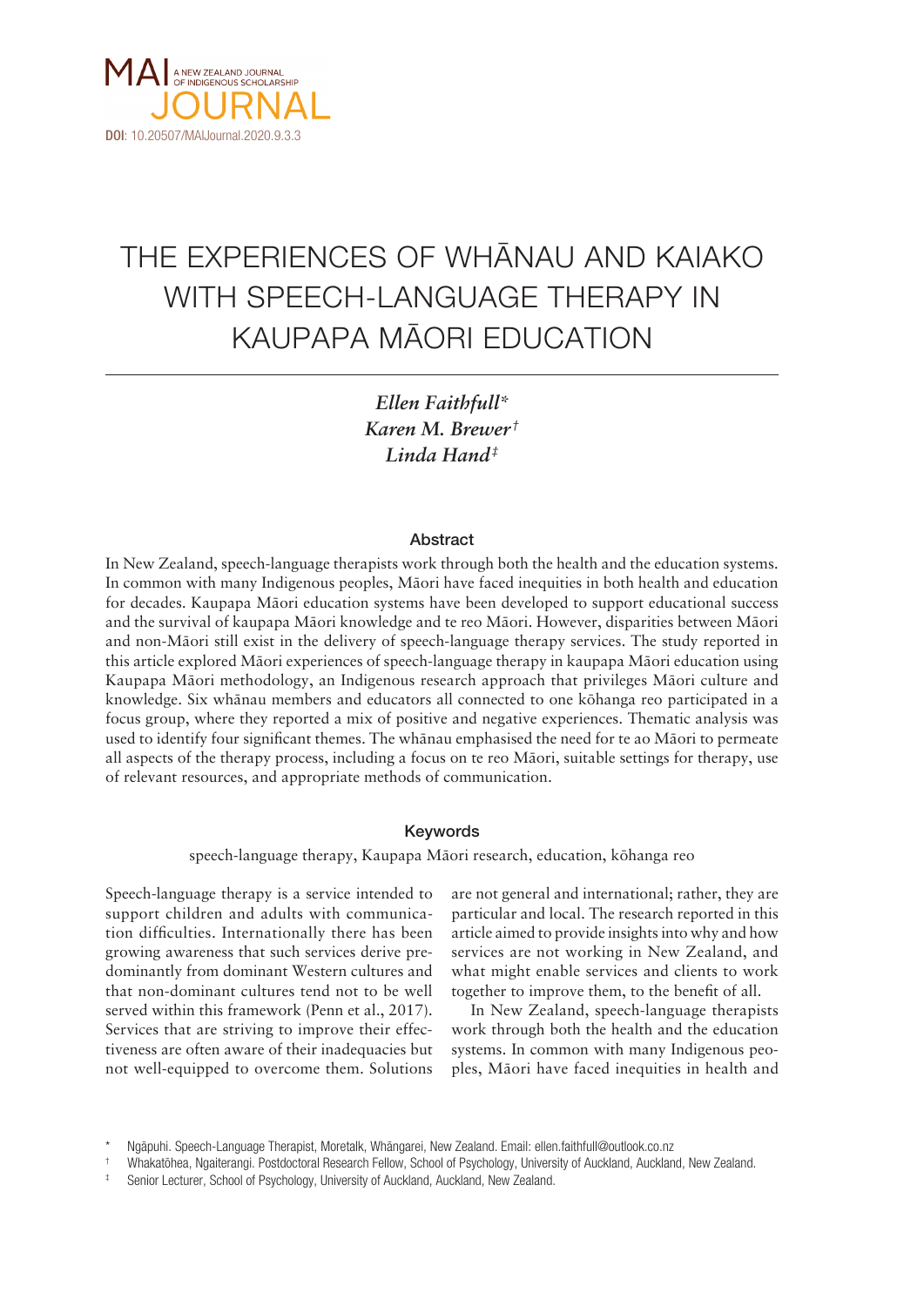MAI A NEW ZEALAND JOURNAL OF INDIGENOUS SCHOLARSHIP JOURNAL

**DOI**: 10.20507/MAIJournal.2020.9.3.3

# THE EXPERIENCES OF WHĀNAU AND KAIAKO WITH SPEECH-LANGUAGE THERAPY IN KAUPAPA MĀORI EDUCATION

*Ellen Faithfull**
*Karen M. Brewer*†
*Linda Hand*‡

## Abstract

In New Zealand, speech-language therapists work through both the health and the education systems. In common with many Indigenous peoples, Māori have faced inequities in both health and education for decades. Kaupapa Māori education systems have been developed to support educational success and the survival of kaupapa Māori knowledge and te reo Māori. However, disparities between Māori and non-Māori still exist in the delivery of speech-language therapy services. The study reported in this article explored Māori experiences of speech-language therapy in kaupapa Māori education using Kaupapa Māori methodology, an Indigenous research approach that privileges Māori culture and knowledge. Six whānau members and educators all connected to one kōhanga reo participated in a focus group, where they reported a mix of positive and negative experiences. Thematic analysis was used to identify four significant themes. The whānau emphasised the need for te ao Māori to permeate all aspects of the therapy process, including a focus on te reo Māori, suitable settings for therapy, use of relevant resources, and appropriate methods of communication.

## Keywords

speech-language therapy, Kaupapa Māori research, education, kōhanga reo

Speech-language therapy is a service intended to support children and adults with communication difficulties. Internationally there has been growing awareness that such services derive predominantly from dominant Western cultures and that non-dominant cultures tend not to be well served within this framework (Penn et al., 2017). Services that are striving to improve their effectiveness are often aware of their inadequacies but not well-equipped to overcome them. Solutions are not general and international; rather, they are particular and local. The research reported in this article aimed to provide insights into why and how services are not working in New Zealand, and what might enable services and clients to work together to improve them, to the benefit of all.

In New Zealand, speech-language therapists work through both the health and the education systems. In common with many Indigenous peoples, Māori have faced inequities in health and

\* Ngāpuhi. Speech-Language Therapist, Moretalk, Whāngarei, New Zealand. Email: ellen.faithfull@outlook.co.nz

† Whakatōhea, Ngaiterangi. Postdoctoral Research Fellow, School of Psychology, University of Auckland, Auckland, New Zealand.

‡ Senior Lecturer, School of Psychology, University of Auckland, Auckland, New Zealand.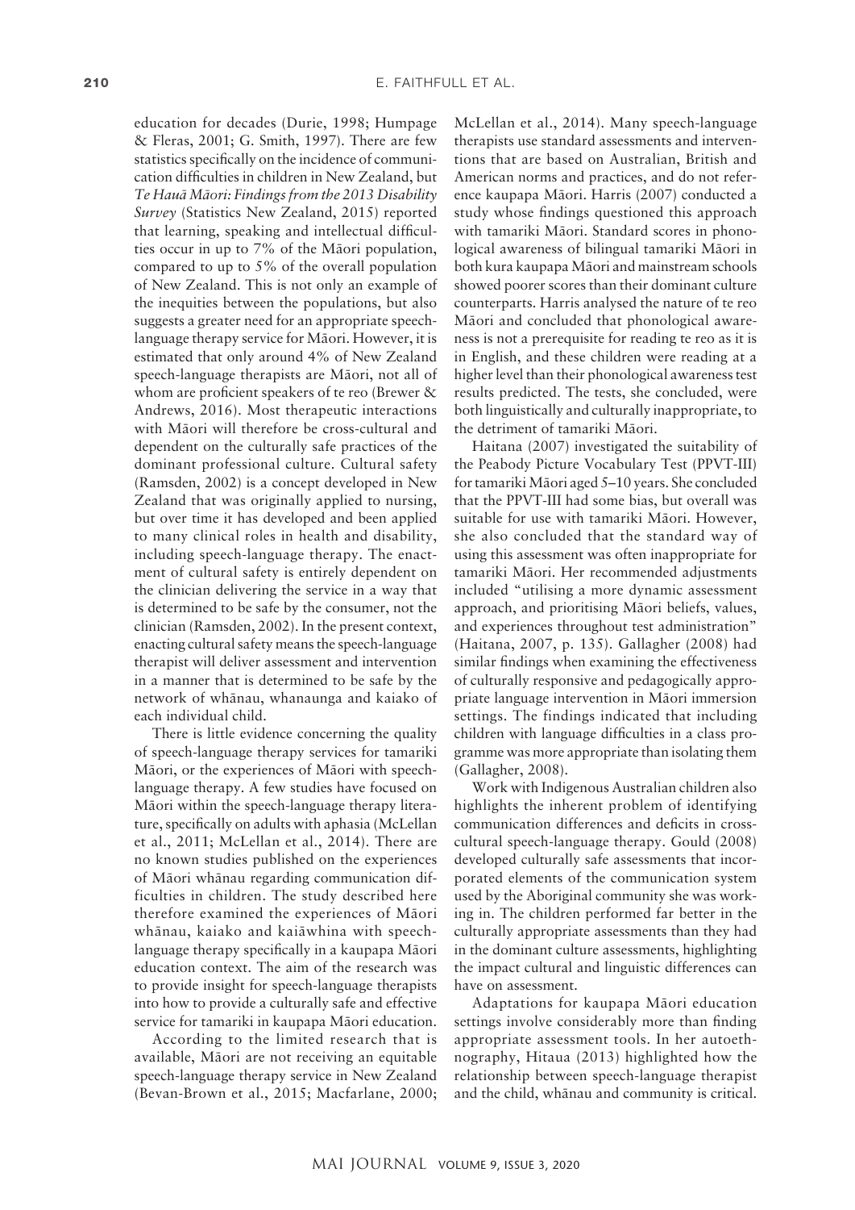education for decades (Durie, 1998; Humpage & Fleras, 2001; G. Smith, 1997). There are few statistics specifically on the incidence of communication difficulties in children in New Zealand, but *Te Hauā Māori: Findings from the 2013 Disability Survey* (Statistics New Zealand, 2015) reported that learning, speaking and intellectual difficulties occur in up to 7% of the Māori population, compared to up to 5% of the overall population of New Zealand. This is not only an example of the inequities between the populations, but also suggests a greater need for an appropriate speech-language therapy service for Māori. However, it is estimated that only around 4% of New Zealand speech-language therapists are Māori, not all of whom are proficient speakers of te reo (Brewer & Andrews, 2016). Most therapeutic interactions with Māori will therefore be cross-cultural and dependent on the culturally safe practices of the dominant professional culture. Cultural safety (Ramsden, 2002) is a concept developed in New Zealand that was originally applied to nursing, but over time it has developed and been applied to many clinical roles in health and disability, including speech-language therapy. The enactment of cultural safety is entirely dependent on the clinician delivering the service in a way that is determined to be safe by the consumer, not the clinician (Ramsden, 2002). In the present context, enacting cultural safety means the speech-language therapist will deliver assessment and intervention in a manner that is determined to be safe by the network of whānau, whanaunga and kaiako of each individual child.

There is little evidence concerning the quality of speech-language therapy services for tamariki Māori, or the experiences of Māori with speech-language therapy. A few studies have focused on Māori within the speech-language therapy literature, specifically on adults with aphasia (McLellan et al., 2011; McLellan et al., 2014). There are no known studies published on the experiences of Māori whānau regarding communication difficulties in children. The study described here therefore examined the experiences of Māori whānau, kaiako and kaiāwhina with speech-language therapy specifically in a kaupapa Māori education context. The aim of the research was to provide insight for speech-language therapists into how to provide a culturally safe and effective service for tamariki in kaupapa Māori education.

According to the limited research that is available, Māori are not receiving an equitable speech-language therapy service in New Zealand (Bevan-Brown et al., 2015; Macfarlane, 2000; McLellan et al., 2014). Many speech-language therapists use standard assessments and interventions that are based on Australian, British and American norms and practices, and do not reference kaupapa Māori. Harris (2007) conducted a study whose findings questioned this approach with tamariki Māori. Standard scores in phonological awareness of bilingual tamariki Māori in both kura kaupapa Māori and mainstream schools showed poorer scores than their dominant culture counterparts. Harris analysed the nature of te reo Māori and concluded that phonological awareness is not a prerequisite for reading te reo as it is in English, and these children were reading at a higher level than their phonological awareness test results predicted. The tests, she concluded, were both linguistically and culturally inappropriate, to the detriment of tamariki Māori.

Haitana (2007) investigated the suitability of the Peabody Picture Vocabulary Test (PPVT-III) for tamariki Māori aged 5–10 years. She concluded that the PPVT-III had some bias, but overall was suitable for use with tamariki Māori. However, she also concluded that the standard way of using this assessment was often inappropriate for tamariki Māori. Her recommended adjustments included "utilising a more dynamic assessment approach, and prioritising Māori beliefs, values, and experiences throughout test administration" (Haitana, 2007, p. 135). Gallagher (2008) had similar findings when examining the effectiveness of culturally responsive and pedagogically appropriate language intervention in Māori immersion settings. The findings indicated that including children with language difficulties in a class programme was more appropriate than isolating them (Gallagher, 2008).

Work with Indigenous Australian children also highlights the inherent problem of identifying communication differences and deficits in cross-cultural speech-language therapy. Gould (2008) developed culturally safe assessments that incorporated elements of the communication system used by the Aboriginal community she was working in. The children performed far better in the culturally appropriate assessments than they had in the dominant culture assessments, highlighting the impact cultural and linguistic differences can have on assessment.

Adaptations for kaupapa Māori education settings involve considerably more than finding appropriate assessment tools. In her autoethnography, Hitaua (2013) highlighted how the relationship between speech-language therapist and the child, whānau and community is critical.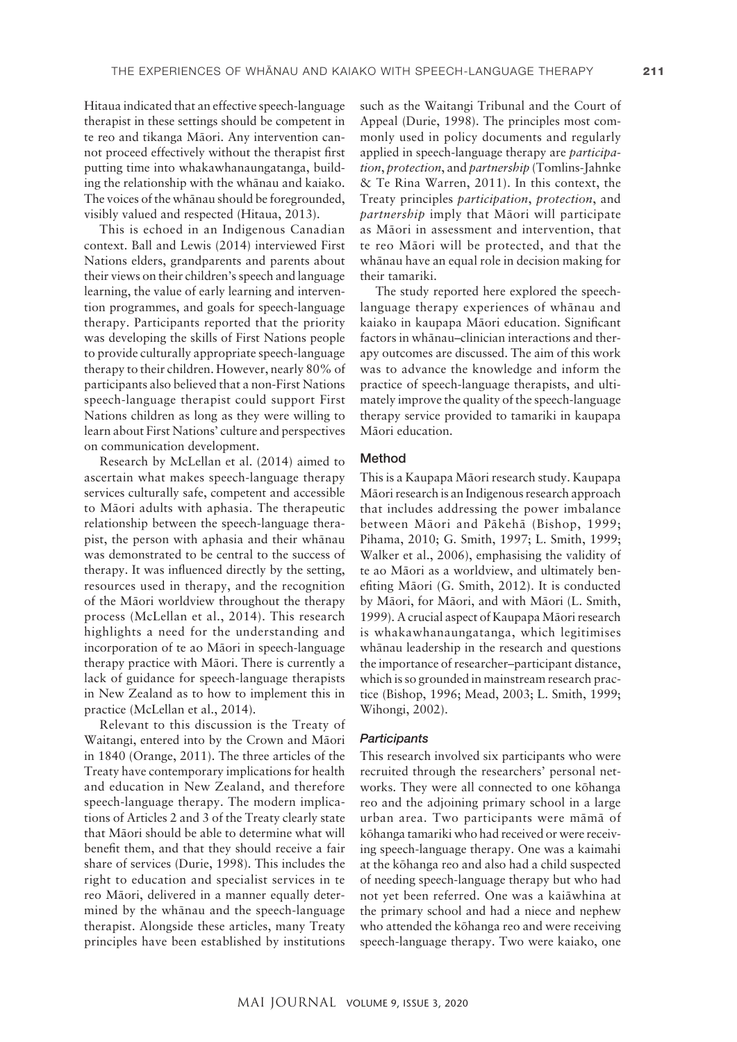Hitaua indicated that an effective speech-language therapist in these settings should be competent in te reo and tikanga Māori. Any intervention cannot proceed effectively without the therapist first putting time into whakawhanaungatanga, building the relationship with the whānau and kaiako. The voices of the whānau should be foregrounded, visibly valued and respected (Hitaua, 2013).

This is echoed in an Indigenous Canadian context. Ball and Lewis (2014) interviewed First Nations elders, grandparents and parents about their views on their children's speech and language learning, the value of early learning and intervention programmes, and goals for speech-language therapy. Participants reported that the priority was developing the skills of First Nations people to provide culturally appropriate speech-language therapy to their children. However, nearly 80% of participants also believed that a non-First Nations speech-language therapist could support First Nations children as long as they were willing to learn about First Nations' culture and perspectives on communication development.

Research by McLellan et al. (2014) aimed to ascertain what makes speech-language therapy services culturally safe, competent and accessible to Māori adults with aphasia. The therapeutic relationship between the speech-language therapist, the person with aphasia and their whānau was demonstrated to be central to the success of therapy. It was influenced directly by the setting, resources used in therapy, and the recognition of the Māori worldview throughout the therapy process (McLellan et al., 2014). This research highlights a need for the understanding and incorporation of te ao Māori in speech-language therapy practice with Māori. There is currently a lack of guidance for speech-language therapists in New Zealand as to how to implement this in practice (McLellan et al., 2014).

Relevant to this discussion is the Treaty of Waitangi, entered into by the Crown and Māori in 1840 (Orange, 2011). The three articles of the Treaty have contemporary implications for health and education in New Zealand, and therefore speech-language therapy. The modern implications of Articles 2 and 3 of the Treaty clearly state that Māori should be able to determine what will benefit them, and that they should receive a fair share of services (Durie, 1998). This includes the right to education and specialist services in te reo Māori, delivered in a manner equally determined by the whānau and the speech-language therapist. Alongside these articles, many Treaty principles have been established by institutions such as the Waitangi Tribunal and the Court of Appeal (Durie, 1998). The principles most commonly used in policy documents and regularly applied in speech-language therapy are *participation*, *protection*, and *partnership* (Tomlins-Jahnke & Te Rina Warren, 2011). In this context, the Treaty principles *participation*, *protection*, and *partnership* imply that Māori will participate as Māori in assessment and intervention, that te reo Māori will be protected, and that the whānau have an equal role in decision making for their tamariki.

The study reported here explored the speech-language therapy experiences of whānau and kaiako in kaupapa Māori education. Significant factors in whānau–clinician interactions and therapy outcomes are discussed. The aim of this work was to advance the knowledge and inform the practice of speech-language therapists, and ultimately improve the quality of the speech-language therapy service provided to tamariki in kaupapa Māori education.

## Method

This is a Kaupapa Māori research study. Kaupapa Māori research is an Indigenous research approach that includes addressing the power imbalance between Māori and Pākehā (Bishop, 1999; Pihama, 2010; G. Smith, 1997; L. Smith, 1999; Walker et al., 2006), emphasising the validity of te ao Māori as a worldview, and ultimately benefiting Māori (G. Smith, 2012). It is conducted by Māori, for Māori, and with Māori (L. Smith, 1999). A crucial aspect of Kaupapa Māori research is whakawhanaungatanga, which legitimises whānau leadership in the research and questions the importance of researcher–participant distance, which is so grounded in mainstream research practice (Bishop, 1996; Mead, 2003; L. Smith, 1999; Wihongi, 2002).

### *Participants*

This research involved six participants who were recruited through the researchers' personal networks. They were all connected to one kōhanga reo and the adjoining primary school in a large urban area. Two participants were māmā of kōhanga tamariki who had received or were receiving speech-language therapy. One was a kaimahi at the kōhanga reo and also had a child suspected of needing speech-language therapy but who had not yet been referred. One was a kaiāwhina at the primary school and had a niece and nephew who attended the kōhanga reo and were receiving speech-language therapy. Two were kaiako, one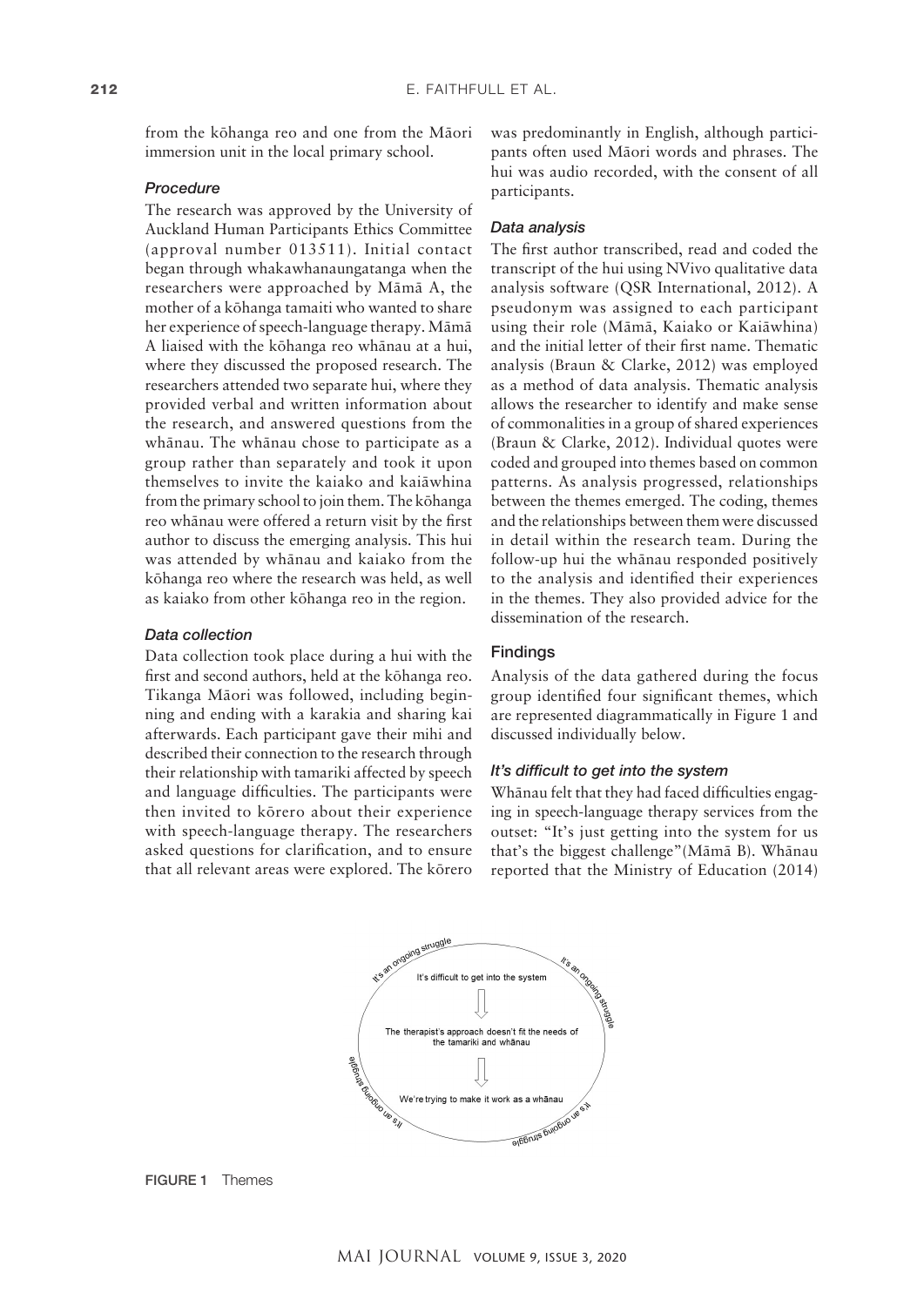from the kōhanga reo and one from the Māori immersion unit in the local primary school.

### *Procedure*

The research was approved by the University of Auckland Human Participants Ethics Committee (approval number 013511). Initial contact began through whakawhanaungatanga when the researchers were approached by Māmā A, the mother of a kōhanga tamaiti who wanted to share her experience of speech-language therapy. Māmā A liaised with the kōhanga reo whānau at a hui, where they discussed the proposed research. The researchers attended two separate hui, where they provided verbal and written information about the research, and answered questions from the whānau. The whānau chose to participate as a group rather than separately and took it upon themselves to invite the kaiako and kaiāwhina from the primary school to join them. The kōhanga reo whānau were offered a return visit by the first author to discuss the emerging analysis. This hui was attended by whānau and kaiako from the kōhanga reo where the research was held, as well as kaiako from other kōhanga reo in the region.

### *Data collection*

Data collection took place during a hui with the first and second authors, held at the kōhanga reo. Tikanga Māori was followed, including beginning and ending with a karakia and sharing kai afterwards. Each participant gave their mihi and described their connection to the research through their relationship with tamariki affected by speech and language difficulties. The participants were then invited to kōrero about their experience with speech-language therapy. The researchers asked questions for clarification, and to ensure that all relevant areas were explored. The kōrero was predominantly in English, although participants often used Māori words and phrases. The hui was audio recorded, with the consent of all participants.

### *Data analysis*

The first author transcribed, read and coded the transcript of the hui using NVivo qualitative data analysis software (QSR International, 2012). A pseudonym was assigned to each participant using their role (Māmā, Kaiako or Kaiāwhina) and the initial letter of their first name. Thematic analysis (Braun & Clarke, 2012) was employed as a method of data analysis. Thematic analysis allows the researcher to identify and make sense of commonalities in a group of shared experiences (Braun & Clarke, 2012). Individual quotes were coded and grouped into themes based on common patterns. As analysis progressed, relationships between the themes emerged. The coding, themes and the relationships between them were discussed in detail within the research team. During the follow-up hui the whānau responded positively to the analysis and identified their experiences in the themes. They also provided advice for the dissemination of the research.

## Findings

Analysis of the data gathered during the focus group identified four significant themes, which are represented diagrammatically in Figure 1 and discussed individually below.

### *It's difficult to get into the system*

Whānau felt that they had faced difficulties engaging in speech-language therapy services from the outset: "It's just getting into the system for us that's the biggest challenge"(Māmā B). Whānau reported that the Ministry of Education (2014)

It's an ongoing struggle

It's difficult to get into the system

↓

The therapist's approach doesn't fit the needs of the tamariki and whānau

↓

We're trying to make it work as a whānau

**FIGURE 1** Themes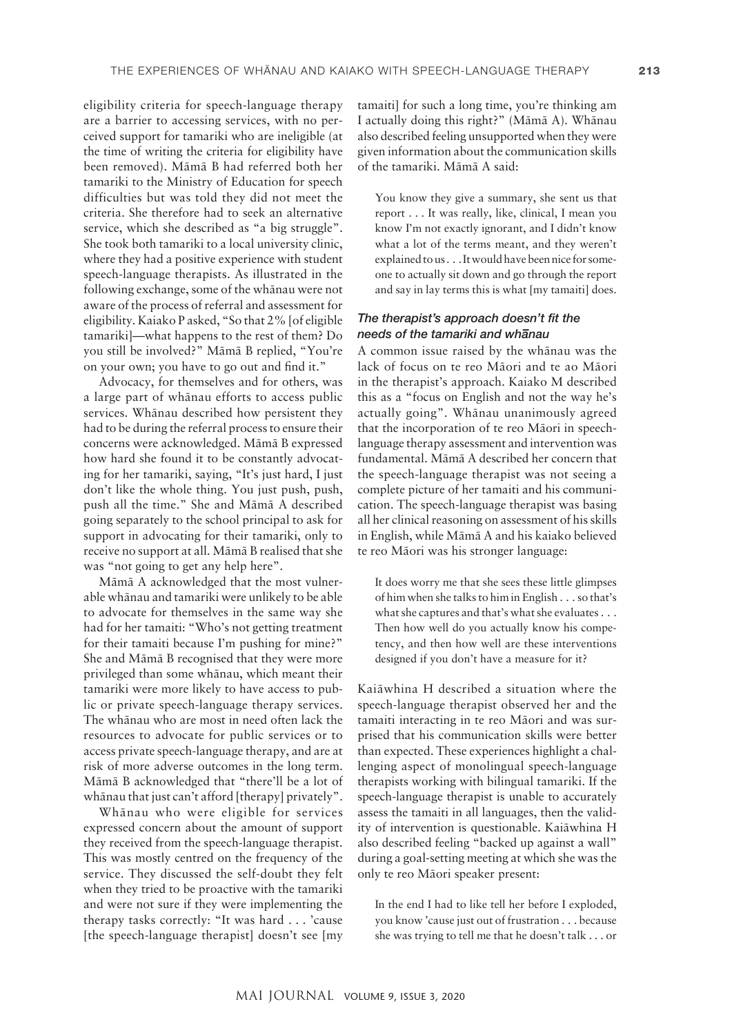eligibility criteria for speech-language therapy are a barrier to accessing services, with no perceived support for tamariki who are ineligible (at the time of writing the criteria for eligibility have been removed). Māmā B had referred both her tamariki to the Ministry of Education for speech difficulties but was told they did not meet the criteria. She therefore had to seek an alternative service, which she described as "a big struggle". She took both tamariki to a local university clinic, where they had a positive experience with student speech-language therapists. As illustrated in the following exchange, some of the whānau were not aware of the process of referral and assessment for eligibility. Kaiako P asked, "So that 2% [of eligible tamariki]—what happens to the rest of them? Do you still be involved?" Māmā B replied, "You're on your own; you have to go out and find it."

Advocacy, for themselves and for others, was a large part of whānau efforts to access public services. Whānau described how persistent they had to be during the referral process to ensure their concerns were acknowledged. Māmā B expressed how hard she found it to be constantly advocating for her tamariki, saying, "It's just hard, I just don't like the whole thing. You just push, push, push all the time." She and Māmā A described going separately to the school principal to ask for support in advocating for their tamariki, only to receive no support at all. Māmā B realised that she was "not going to get any help here".

Māmā A acknowledged that the most vulnerable whānau and tamariki were unlikely to be able to advocate for themselves in the same way she had for her tamaiti: "Who's not getting treatment for their tamaiti because I'm pushing for mine?" She and Māmā B recognised that they were more privileged than some whānau, which meant their tamariki were more likely to have access to public or private speech-language therapy services. The whānau who are most in need often lack the resources to advocate for public services or to access private speech-language therapy, and are at risk of more adverse outcomes in the long term. Māmā B acknowledged that "there'll be a lot of whānau that just can't afford [therapy] privately".

Whānau who were eligible for services expressed concern about the amount of support they received from the speech-language therapist. This was mostly centred on the frequency of the service. They discussed the self-doubt they felt when they tried to be proactive with the tamariki and were not sure if they were implementing the therapy tasks correctly: "It was hard . . . 'cause [the speech-language therapist] doesn't see [my tamaiti] for such a long time, you're thinking am I actually doing this right?" (Māmā A). Whānau also described feeling unsupported when they were given information about the communication skills of the tamariki. Māmā A said:

> You know they give a summary, she sent us that report . . . It was really, like, clinical, I mean you know I'm not exactly ignorant, and I didn't know what a lot of the terms meant, and they weren't explained to us . . . It would have been nice for someone to actually sit down and go through the report and say in lay terms this is what [my tamaiti] does.

### *The therapist's approach doesn't fit the needs of the tamariki and whānau*

A common issue raised by the whānau was the lack of focus on te reo Māori and te ao Māori in the therapist's approach. Kaiako M described this as a "focus on English and not the way he's actually going". Whānau unanimously agreed that the incorporation of te reo Māori in speech-language therapy assessment and intervention was fundamental. Māmā A described her concern that the speech-language therapist was not seeing a complete picture of her tamaiti and his communication. The speech-language therapist was basing all her clinical reasoning on assessment of his skills in English, while Māmā A and his kaiako believed te reo Māori was his stronger language:

> It does worry me that she sees these little glimpses of him when she talks to him in English . . . so that's what she captures and that's what she evaluates . . . Then how well do you actually know his competency, and then how well are these interventions designed if you don't have a measure for it?

Kaiāwhina H described a situation where the speech-language therapist observed her and the tamaiti interacting in te reo Māori and was surprised that his communication skills were better than expected. These experiences highlight a challenging aspect of monolingual speech-language therapists working with bilingual tamariki. If the speech-language therapist is unable to accurately assess the tamaiti in all languages, then the validity of intervention is questionable. Kaiāwhina H also described feeling "backed up against a wall" during a goal-setting meeting at which she was the only te reo Māori speaker present:

> In the end I had to like tell her before I exploded, you know 'cause just out of frustration . . . because she was trying to tell me that he doesn't talk . . . or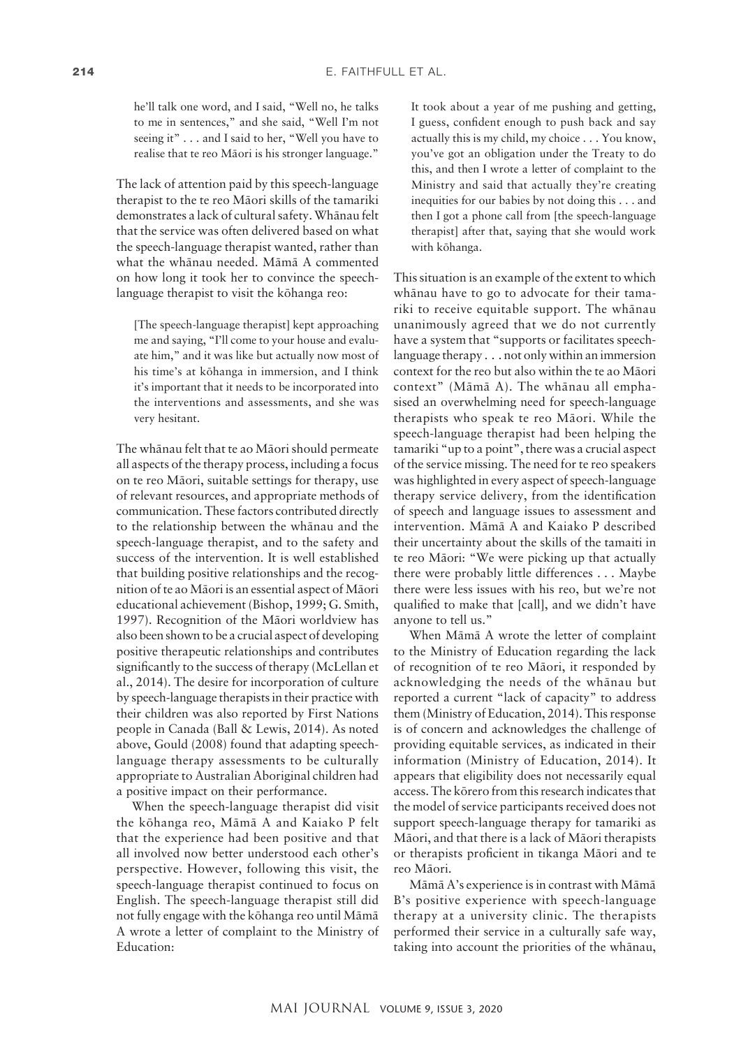he'll talk one word, and I said, "Well no, he talks to me in sentences," and she said, "Well I'm not seeing it" . . . and I said to her, "Well you have to realise that te reo Māori is his stronger language."

The lack of attention paid by this speech-language therapist to the te reo Māori skills of the tamariki demonstrates a lack of cultural safety. Whānau felt that the service was often delivered based on what the speech-language therapist wanted, rather than what the whānau needed. Māmā A commented on how long it took her to convince the speech-language therapist to visit the kōhanga reo:

> [The speech-language therapist] kept approaching me and saying, "I'll come to your house and evaluate him," and it was like but actually now most of his time's at kōhanga in immersion, and I think it's important that it needs to be incorporated into the interventions and assessments, and she was very hesitant.

The whānau felt that te ao Māori should permeate all aspects of the therapy process, including a focus on te reo Māori, suitable settings for therapy, use of relevant resources, and appropriate methods of communication. These factors contributed directly to the relationship between the whānau and the speech-language therapist, and to the safety and success of the intervention. It is well established that building positive relationships and the recognition of te ao Māori is an essential aspect of Māori educational achievement (Bishop, 1999; G. Smith, 1997). Recognition of the Māori worldview has also been shown to be a crucial aspect of developing positive therapeutic relationships and contributes significantly to the success of therapy (McLellan et al., 2014). The desire for incorporation of culture by speech-language therapists in their practice with their children was also reported by First Nations people in Canada (Ball & Lewis, 2014). As noted above, Gould (2008) found that adapting speech-language therapy assessments to be culturally appropriate to Australian Aboriginal children had a positive impact on their performance.

When the speech-language therapist did visit the kōhanga reo, Māmā A and Kaiako P felt that the experience had been positive and that all involved now better understood each other's perspective. However, following this visit, the speech-language therapist continued to focus on English. The speech-language therapist still did not fully engage with the kōhanga reo until Māmā A wrote a letter of complaint to the Ministry of Education:

> It took about a year of me pushing and getting, I guess, confident enough to push back and say actually this is my child, my choice . . . You know, you've got an obligation under the Treaty to do this, and then I wrote a letter of complaint to the Ministry and said that actually they're creating inequities for our babies by not doing this . . . and then I got a phone call from [the speech-language therapist] after that, saying that she would work with kōhanga.

This situation is an example of the extent to which whānau have to go to advocate for their tamariki to receive equitable support. The whānau unanimously agreed that we do not currently have a system that "supports or facilitates speech-language therapy . . . not only within an immersion context for the reo but also within the te ao Māori context" (Māmā A). The whānau all emphasised an overwhelming need for speech-language therapists who speak te reo Māori. While the speech-language therapist had been helping the tamariki "up to a point", there was a crucial aspect of the service missing. The need for te reo speakers was highlighted in every aspect of speech-language therapy service delivery, from the identification of speech and language issues to assessment and intervention. Māmā A and Kaiako P described their uncertainty about the skills of the tamaiti in te reo Māori: "We were picking up that actually there were probably little differences . . . Maybe there were less issues with his reo, but we're not qualified to make that [call], and we didn't have anyone to tell us."

When Māmā A wrote the letter of complaint to the Ministry of Education regarding the lack of recognition of te reo Māori, it responded by acknowledging the needs of the whānau but reported a current "lack of capacity" to address them (Ministry of Education, 2014). This response is of concern and acknowledges the challenge of providing equitable services, as indicated in their information (Ministry of Education, 2014). It appears that eligibility does not necessarily equal access. The kōrero from this research indicates that the model of service participants received does not support speech-language therapy for tamariki as Māori, and that there is a lack of Māori therapists or therapists proficient in tikanga Māori and te reo Māori.

Māmā A's experience is in contrast with Māmā B's positive experience with speech-language therapy at a university clinic. The therapists performed their service in a culturally safe way, taking into account the priorities of the whānau,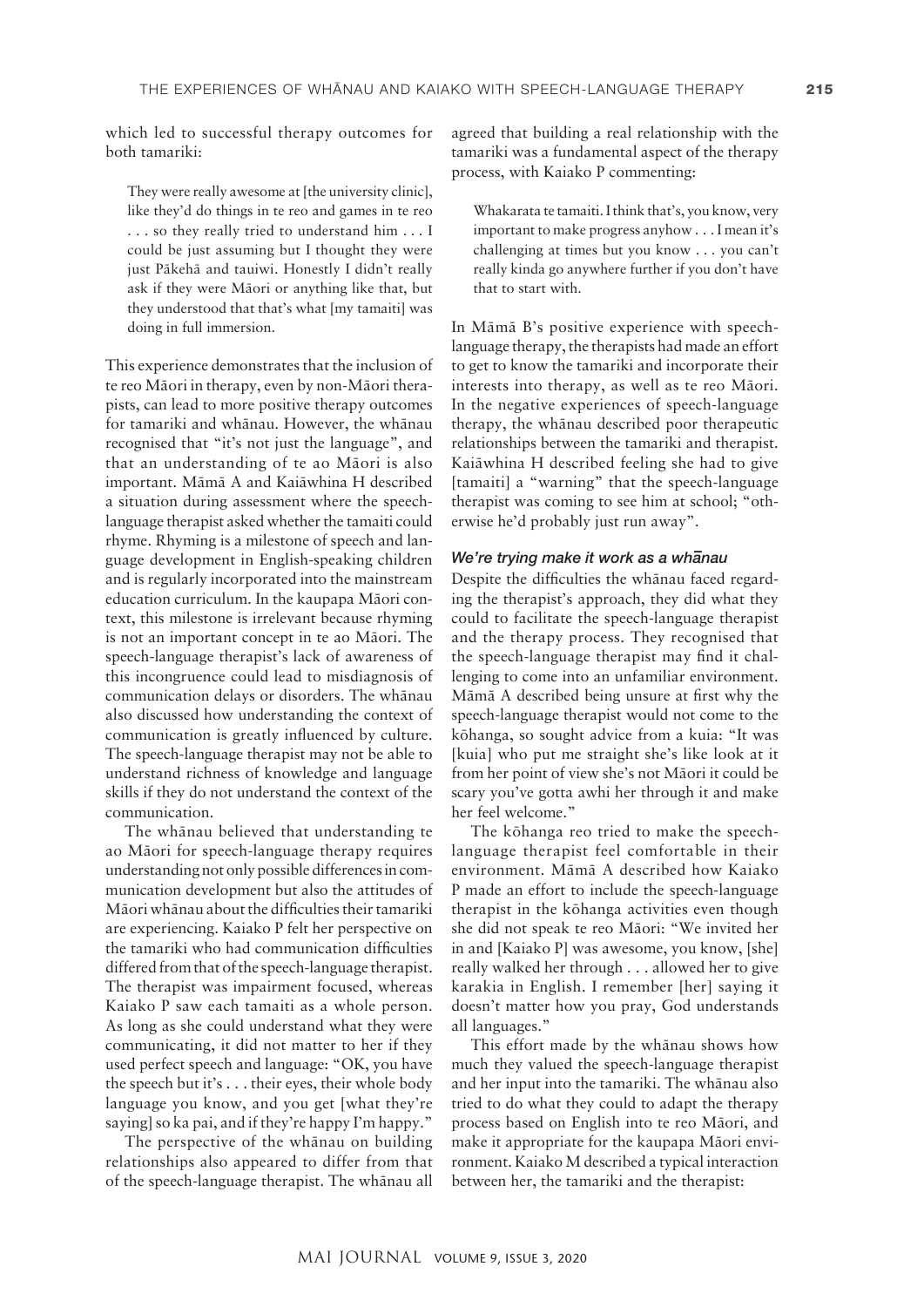which led to successful therapy outcomes for both tamariki:

> They were really awesome at [the university clinic], like they'd do things in te reo and games in te reo . . . so they really tried to understand him . . . I could be just assuming but I thought they were just Pākehā and tauiwi. Honestly I didn't really ask if they were Māori or anything like that, but they understood that that's what [my tamaiti] was doing in full immersion.

This experience demonstrates that the inclusion of te reo Māori in therapy, even by non-Māori therapists, can lead to more positive therapy outcomes for tamariki and whānau. However, the whānau recognised that "it's not just the language", and that an understanding of te ao Māori is also important. Māmā A and Kaiāwhina H described a situation during assessment where the speech-language therapist asked whether the tamaiti could rhyme. Rhyming is a milestone of speech and language development in English-speaking children and is regularly incorporated into the mainstream education curriculum. In the kaupapa Māori context, this milestone is irrelevant because rhyming is not an important concept in te ao Māori. The speech-language therapist's lack of awareness of this incongruence could lead to misdiagnosis of communication delays or disorders. The whānau also discussed how understanding the context of communication is greatly influenced by culture. The speech-language therapist may not be able to understand richness of knowledge and language skills if they do not understand the context of the communication.

The whānau believed that understanding te ao Māori for speech-language therapy requires understanding not only possible differences in communication development but also the attitudes of Māori whānau about the difficulties their tamariki are experiencing. Kaiako P felt her perspective on the tamariki who had communication difficulties differed from that of the speech-language therapist. The therapist was impairment focused, whereas Kaiako P saw each tamaiti as a whole person. As long as she could understand what they were communicating, it did not matter to her if they used perfect speech and language: "OK, you have the speech but it's . . . their eyes, their whole body language you know, and you get [what they're saying] so ka pai, and if they're happy I'm happy."

The perspective of the whānau on building relationships also appeared to differ from that of the speech-language therapist. The whānau all agreed that building a real relationship with the tamariki was a fundamental aspect of the therapy process, with Kaiako P commenting:

> Whakarata te tamaiti. I think that's, you know, very important to make progress anyhow . . . I mean it's challenging at times but you know . . . you can't really kinda go anywhere further if you don't have that to start with.

In Māmā B's positive experience with speech-language therapy, the therapists had made an effort to get to know the tamariki and incorporate their interests into therapy, as well as te reo Māori. In the negative experiences of speech-language therapy, the whānau described poor therapeutic relationships between the tamariki and therapist. Kaiāwhina H described feeling she had to give [tamaiti] a "warning" that the speech-language therapist was coming to see him at school; "otherwise he'd probably just run away".

### *We're trying make it work as a whānau*

Despite the difficulties the whānau faced regarding the therapist's approach, they did what they could to facilitate the speech-language therapist and the therapy process. They recognised that the speech-language therapist may find it challenging to come into an unfamiliar environment. Māmā A described being unsure at first why the speech-language therapist would not come to the kōhanga, so sought advice from a kuia: "It was [kuia] who put me straight she's like look at it from her point of view she's not Māori it could be scary you've gotta awhi her through it and make her feel welcome."

The kōhanga reo tried to make the speech-language therapist feel comfortable in their environment. Māmā A described how Kaiako P made an effort to include the speech-language therapist in the kōhanga activities even though she did not speak te reo Māori: "We invited her in and [Kaiako P] was awesome, you know, [she] really walked her through . . . allowed her to give karakia in English. I remember [her] saying it doesn't matter how you pray, God understands all languages."

This effort made by the whānau shows how much they valued the speech-language therapist and her input into the tamariki. The whānau also tried to do what they could to adapt the therapy process based on English into te reo Māori, and make it appropriate for the kaupapa Māori environment. Kaiako M described a typical interaction between her, the tamariki and the therapist: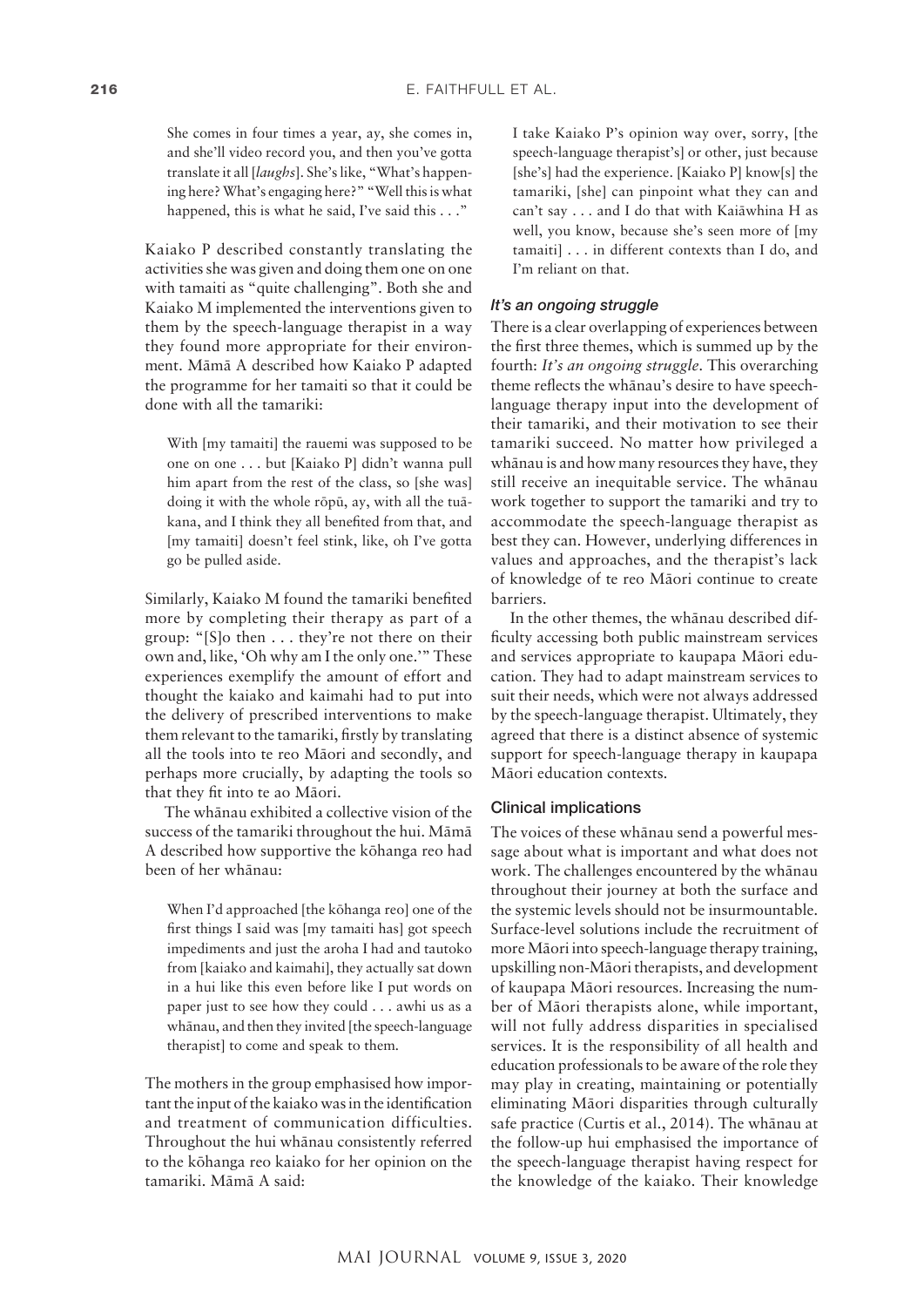> She comes in four times a year, ay, she comes in, and she'll video record you, and then you've gotta translate it all [*laughs*]. She's like, "What's happening here? What's engaging here?" "Well this is what happened, this is what he said, I've said this . . ."

Kaiako P described constantly translating the activities she was given and doing them one on one with tamaiti as "quite challenging". Both she and Kaiako M implemented the interventions given to them by the speech-language therapist in a way they found more appropriate for their environment. Māmā A described how Kaiako P adapted the programme for her tamaiti so that it could be done with all the tamariki:

> With [my tamaiti] the rauemi was supposed to be one on one . . . but [Kaiako P] didn't wanna pull him apart from the rest of the class, so [she was] doing it with the whole rōpū, ay, with all the tuākana, and I think they all benefited from that, and [my tamaiti] doesn't feel stink, like, oh I've gotta go be pulled aside.

Similarly, Kaiako M found the tamariki benefited more by completing their therapy as part of a group: "[S]o then . . . they're not there on their own and, like, 'Oh why am I the only one.'" These experiences exemplify the amount of effort and thought the kaiako and kaimahi had to put into the delivery of prescribed interventions to make them relevant to the tamariki, firstly by translating all the tools into te reo Māori and secondly, and perhaps more crucially, by adapting the tools so that they fit into te ao Māori.

The whānau exhibited a collective vision of the success of the tamariki throughout the hui. Māmā A described how supportive the kōhanga reo had been of her whānau:

> When I'd approached [the kōhanga reo] one of the first things I said was [my tamaiti has] got speech impediments and just the aroha I had and tautoko from [kaiako and kaimahi], they actually sat down in a hui like this even before like I put words on paper just to see how they could . . . awhi us as a whānau, and then they invited [the speech-language therapist] to come and speak to them.

The mothers in the group emphasised how important the input of the kaiako was in the identification and treatment of communication difficulties. Throughout the hui whānau consistently referred to the kōhanga reo kaiako for her opinion on the tamariki. Māmā A said:

> I take Kaiako P's opinion way over, sorry, [the speech-language therapist's] or other, just because [she's] had the experience. [Kaiako P] know[s] the tamariki, [she] can pinpoint what they can and can't say . . . and I do that with Kaiāwhina H as well, you know, because she's seen more of [my tamaiti] . . . in different contexts than I do, and I'm reliant on that.

#### *It's an ongoing struggle*

There is a clear overlapping of experiences between the first three themes, which is summed up by the fourth: *It's an ongoing struggle*. This overarching theme reflects the whānau's desire to have speech-language therapy input into the development of their tamariki, and their motivation to see their tamariki succeed. No matter how privileged a whānau is and how many resources they have, they still receive an inequitable service. The whānau work together to support the tamariki and try to accommodate the speech-language therapist as best they can. However, underlying differences in values and approaches, and the therapist's lack of knowledge of te reo Māori continue to create barriers.

In the other themes, the whānau described difficulty accessing both public mainstream services and services appropriate to kaupapa Māori education. They had to adapt mainstream services to suit their needs, which were not always addressed by the speech-language therapist. Ultimately, they agreed that there is a distinct absence of systemic support for speech-language therapy in kaupapa Māori education contexts.

### Clinical implications

The voices of these whānau send a powerful message about what is important and what does not work. The challenges encountered by the whānau throughout their journey at both the surface and the systemic levels should not be insurmountable. Surface-level solutions include the recruitment of more Māori into speech-language therapy training, upskilling non-Māori therapists, and development of kaupapa Māori resources. Increasing the number of Māori therapists alone, while important, will not fully address disparities in specialised services. It is the responsibility of all health and education professionals to be aware of the role they may play in creating, maintaining or potentially eliminating Māori disparities through culturally safe practice (Curtis et al., 2014). The whānau at the follow-up hui emphasised the importance of the speech-language therapist having respect for the knowledge of the kaiako. Their knowledge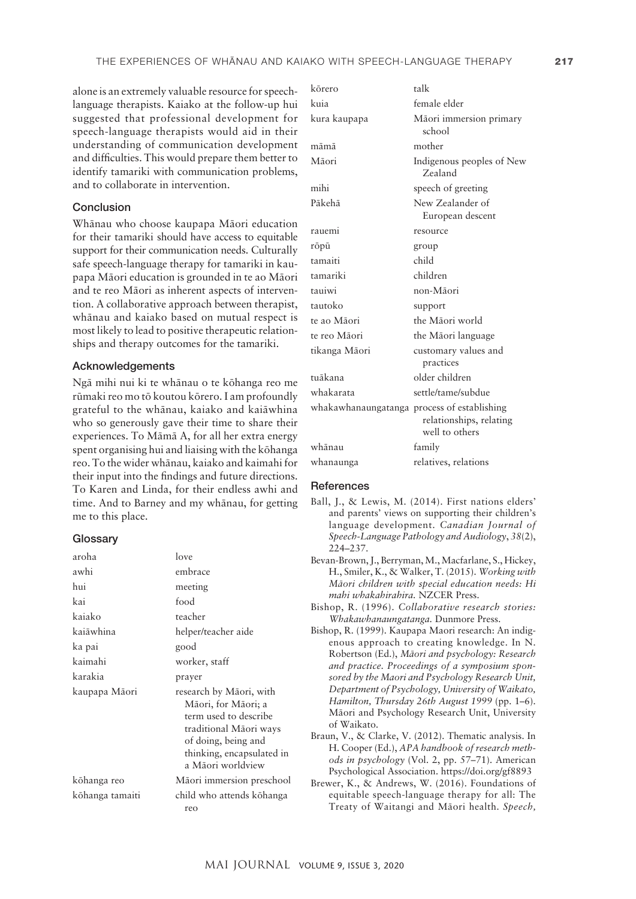alone is an extremely valuable resource for speech-language therapists. Kaiako at the follow-up hui suggested that professional development for speech-language therapists would aid in their understanding of communication development and difficulties. This would prepare them better to identify tamariki with communication problems, and to collaborate in intervention.

## Conclusion

Whānau who choose kaupapa Māori education for their tamariki should have access to equitable support for their communication needs. Culturally safe speech-language therapy for tamariki in kaupapa Māori education is grounded in te ao Māori and te reo Māori as inherent aspects of intervention. A collaborative approach between therapist, whānau and kaiako based on mutual respect is most likely to lead to positive therapeutic relationships and therapy outcomes for the tamariki.

## Acknowledgements

Ngā mihi nui ki te whānau o te kōhanga reo me rūmaki reo mo tō koutou kōrero. I am profoundly grateful to the whānau, kaiako and kaiāwhina who so generously gave their time to share their experiences. To Māmā A, for all her extra energy spent organising hui and liaising with the kōhanga reo. To the wider whānau, kaiako and kaimahi for their input into the findings and future directions. To Karen and Linda, for their endless awhi and time. And to Barney and my whānau, for getting me to this place.

## Glossary

| | |
|---|---|
| aroha | love |
| awhi | embrace |
| hui | meeting |
| kai | food |
| kaiako | teacher |
| kaiāwhina | helper/teacher aide |
| ka pai | good |
| kaimahi | worker, staff |
| karakia | prayer |
| kaupapa Māori | research by Māori, with Māori, for Māori; a term used to describe traditional Māori ways of doing, being and thinking, encapsulated in a Māori worldview |
| kōhanga reo | Māori immersion preschool |
| kōhanga tamaiti | child who attends kōhanga reo |
| kōrero | talk |
| kuia | female elder |
| kura kaupapa | Māori immersion primary school |
| māmā | mother |
| Māori | Indigenous peoples of New Zealand |
| mihi | speech of greeting |
| Pākehā | New Zealander of European descent |
| rauemi | resource |
| rōpū | group |
| tamaiti | child |
| tamariki | children |
| tauiwi | non-Māori |
| tautoko | support |
| te ao Māori | the Māori world |
| te reo Māori | the Māori language |
| tikanga Māori | customary values and practices |
| tuākana | older children |
| whakarata | settle/tame/subdue |
| whakawhanaungatanga | process of establishing relationships, relating well to others |
| whānau | family |
| whanaunga | relatives, relations |

## References

Ball, J., & Lewis, M. (2014). First nations elders' and parents' views on supporting their children's language development. *Canadian Journal of Speech-Language Pathology and Audiology*, *38*(2), 224–237.

Bevan-Brown, J., Berryman, M., Macfarlane, S., Hickey, H., Smiler, K., & Walker, T. (2015). *Working with Māori children with special education needs: Hi mahi whakahirahira.* NZCER Press.

Bishop, R. (1996). *Collaborative research stories: Whakawhanaungatanga.* Dunmore Press.

Bishop, R. (1999). Kaupapa Maori research: An indigenous approach to creating knowledge. In N. Robertson (Ed.), *Māori and psychology: Research and practice. Proceedings of a symposium sponsored by the Maori and Psychology Research Unit, Department of Psychology, University of Waikato, Hamilton, Thursday 26th August 1999* (pp. 1–6). Māori and Psychology Research Unit, University of Waikato.

Braun, V., & Clarke, V. (2012). Thematic analysis. In H. Cooper (Ed.), *APA handbook of research methods in psychology* (Vol. 2, pp. 57–71). American Psychological Association. https://doi.org/gf8893

Brewer, K., & Andrews, W. (2016). Foundations of equitable speech-language therapy for all: The Treaty of Waitangi and Māori health. *Speech,*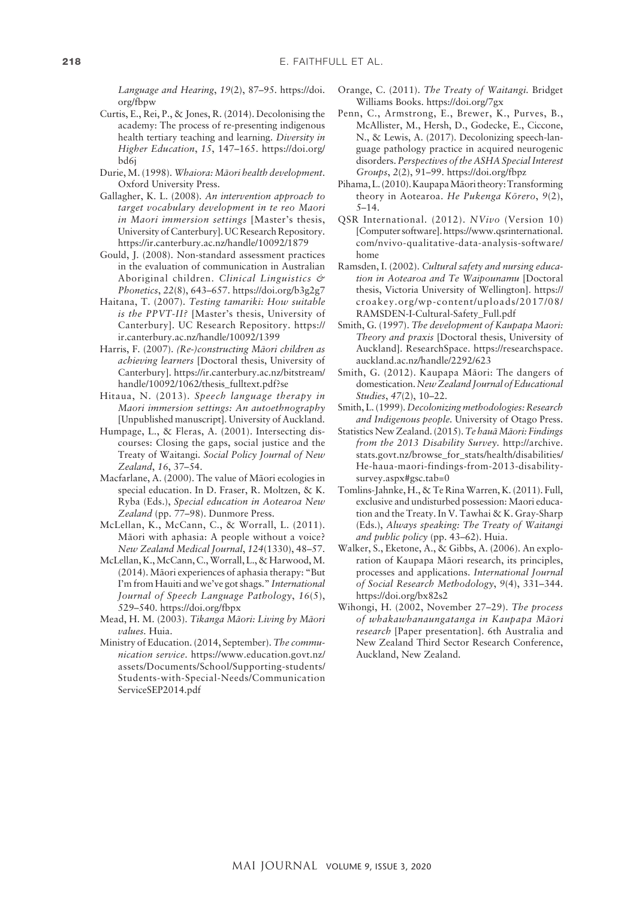*Language and Hearing*, *19*(2), 87–95. https://doi.org/fbpw

Curtis, E., Rei, P., & Jones, R. (2014). Decolonising the academy: The process of re-presenting indigenous health tertiary teaching and learning. *Diversity in Higher Education*, *15*, 147–165. https://doi.org/bd6j

Durie, M. (1998). *Whaiora: Māori health development*. Oxford University Press.

Gallagher, K. L. (2008). *An intervention approach to target vocabulary development in te reo Maori in Maori immersion settings* [Master's thesis, University of Canterbury]. UC Research Repository. https://ir.canterbury.ac.nz/handle/10092/1879

Gould, J. (2008). Non-standard assessment practices in the evaluation of communication in Australian Aboriginal children. *Clinical Linguistics & Phonetics*, *22*(8), 643–657. https://doi.org/b3g2g7

Haitana, T. (2007). *Testing tamariki: How suitable is the PPVT-II?* [Master's thesis, University of Canterbury]. UC Research Repository. https://ir.canterbury.ac.nz/handle/10092/1399

Harris, F. (2007). *(Re-)constructing Māori children as achieving learners* [Doctoral thesis, University of Canterbury]. https://ir.canterbury.ac.nz/bitstream/handle/10092/1062/thesis_fulltext.pdf?se

Hitaua, N. (2013). *Speech language therapy in Maori immersion settings: An autoethnography* [Unpublished manuscript]. University of Auckland.

Humpage, L., & Fleras, A. (2001). Intersecting discourses: Closing the gaps, social justice and the Treaty of Waitangi. *Social Policy Journal of New Zealand*, *16*, 37–54.

Macfarlane, A. (2000). The value of Māori ecologies in special education. In D. Fraser, R. Moltzen, & K. Ryba (Eds.), *Special education in Aotearoa New Zealand* (pp. 77–98). Dunmore Press.

McLellan, K., McCann, C., & Worrall, L. (2011). Māori with aphasia: A people without a voice? *New Zealand Medical Journal*, *124*(1330), 48–57.

McLellan, K., McCann, C., Worrall, L., & Harwood, M. (2014). Māori experiences of aphasia therapy: "But I'm from Hauiti and we've got shags." *International Journal of Speech Language Pathology*, *16*(5), 529–540. https://doi.org/fbpx

Mead, H. M. (2003). *Tikanga Māori: Living by Māori values*. Huia.

Ministry of Education. (2014, September). *The communication service*. https://www.education.govt.nz/assets/Documents/School/Supporting-students/Students-with-Special-Needs/CommunicationServiceSEP2014.pdf

Orange, C. (2011). *The Treaty of Waitangi*. Bridget Williams Books. https://doi.org/7gx

Penn, C., Armstrong, E., Brewer, K., Purves, B., McAllister, M., Hersh, D., Godecke, E., Ciccone, N., & Lewis, A. (2017). Decolonizing speech-language pathology practice in acquired neurogenic disorders. *Perspectives of the ASHA Special Interest Groups*, *2*(2), 91–99. https://doi.org/fbpz

Pihama, L. (2010). Kaupapa Māori theory: Transforming theory in Aotearoa. *He Pukenga Kōrero*, *9*(2), 5–14.

QSR International. (2012). *NVivo* (Version 10) [Computer software]. https://www.qsrinternational.com/nvivo-qualitative-data-analysis-software/home

Ramsden, I. (2002). *Cultural safety and nursing education in Aotearoa and Te Waipounamu* [Doctoral thesis, Victoria University of Wellington]. https://croakey.org/wp-content/uploads/2017/08/RAMSDEN-I-Cultural-Safety_Full.pdf

Smith, G. (1997). *The development of Kaupapa Maori: Theory and praxis* [Doctoral thesis, University of Auckland]. ResearchSpace. https://researchspace.auckland.ac.nz/handle/2292/623

Smith, G. (2012). Kaupapa Māori: The dangers of domestication. *New Zealand Journal of Educational Studies*, *47*(2), 10–22.

Smith, L. (1999). *Decolonizing methodologies: Research and Indigenous people*. University of Otago Press.

Statistics New Zealand. (2015). *Te hauā Māori: Findings from the 2013 Disability Survey*. http://archive.stats.govt.nz/browse_for_stats/health/disabilities/He-haua-maori-findings-from-2013-disability-survey.aspx#gsc.tab=0

Tomlins-Jahnke, H., & Te Rina Warren, K. (2011). Full, exclusive and undisturbed possession: Maori education and the Treaty. In V. Tawhai & K. Gray-Sharp (Eds.), *Always speaking: The Treaty of Waitangi and public policy* (pp. 43–62). Huia.

Walker, S., Eketone, A., & Gibbs, A. (2006). An exploration of Kaupapa Māori research, its principles, processes and applications. *International Journal of Social Research Methodology*, *9*(4), 331–344. https://doi.org/bx82s2

Wihongi, H. (2002, November 27–29). *The process of whakawhanaungatanga in Kaupapa Māori research* [Paper presentation]. 6th Australia and New Zealand Third Sector Research Conference, Auckland, New Zealand.